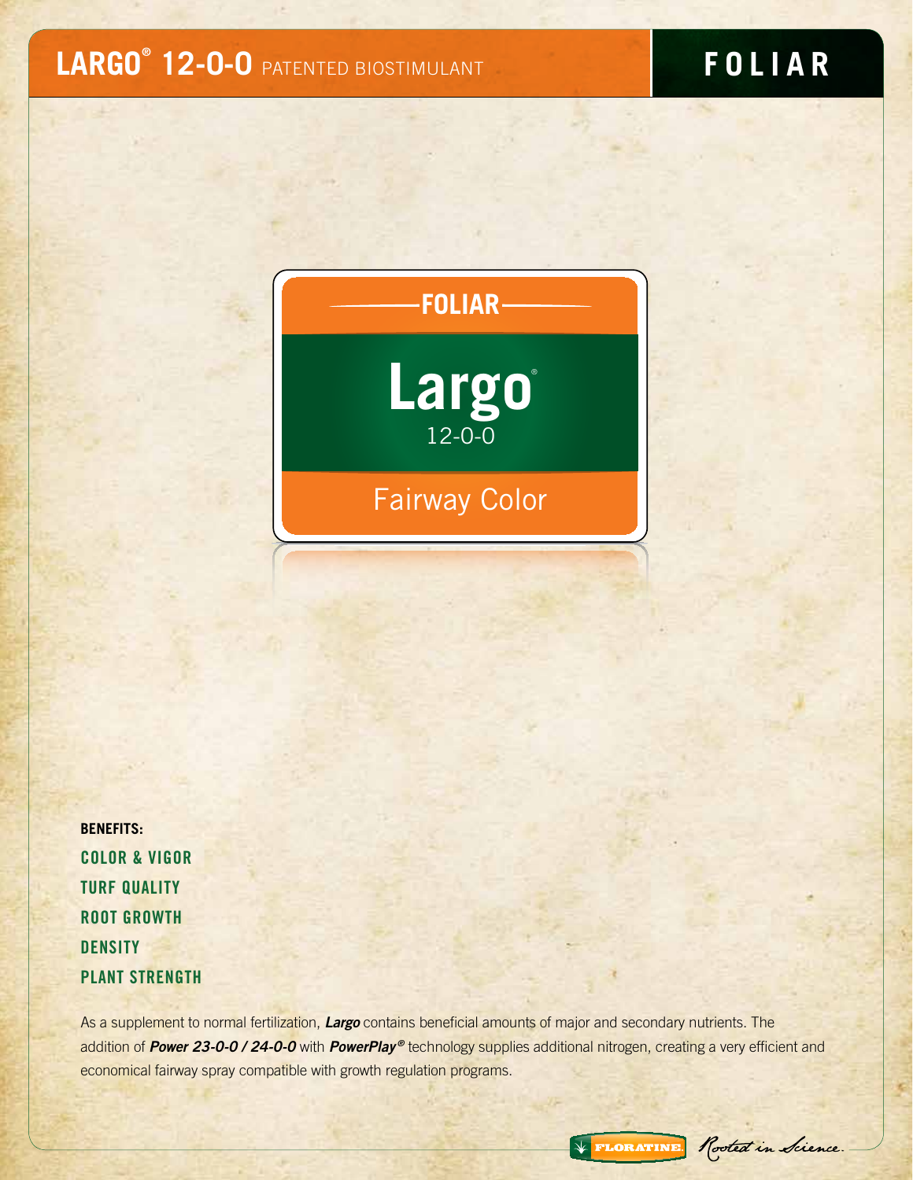# LARGO® 12-0-0 PATENTED BIOSTIMULANT

## FOLIAR

FOLIAR

Largo®

12-0-0

Fairway Color

**BENEFITS:**

**COLOR & VIGOR**

**TURF QUALITY**

**ROOT GROWTH**

**DENSITY**

**PLANT STRENGTH**

As a supplement to normal fertilization, ***Largo*** contains beneficial amounts of major and secondary nutrients. The addition of ***Power 23-0-0 / 24-0-0*** with ***PowerPlay®*** technology supplies additional nitrogen, creating a very efficient and economical fairway spray compatible with growth regulation programs.

FLORATINE Rooted in Science.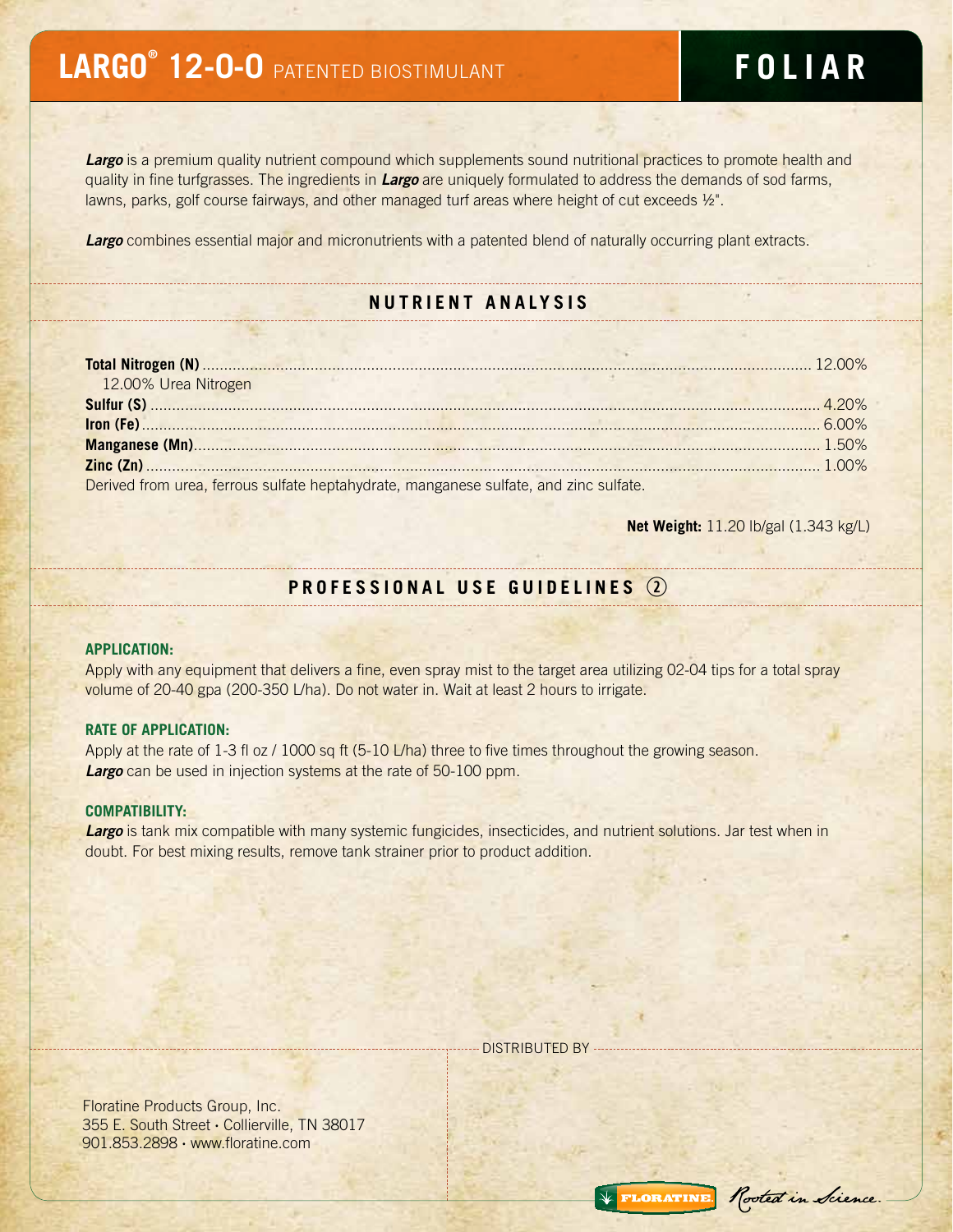# LARGO® 12-0-0 PATENTED BIOSTIMULANT

**FOLIAR**

***Largo*** is a premium quality nutrient compound which supplements sound nutritional practices to promote health and quality in fine turfgrasses. The ingredients in ***Largo*** are uniquely formulated to address the demands of sod farms, lawns, parks, golf course fairways, and other managed turf areas where height of cut exceeds ½".

***Largo*** combines essential major and micronutrients with a patented blend of naturally occurring plant extracts.

## NUTRIENT ANALYSIS

| | |
|---|---|
| **Total Nitrogen (N)** | 12.00% |
| 12.00% Urea Nitrogen | |
| **Sulfur (S)** | 4.20% |
| **Iron (Fe)** | 6.00% |
| **Manganese (Mn)** | 1.50% |
| **Zinc (Zn)** | 1.00% |

Derived from urea, ferrous sulfate heptahydrate, manganese sulfate, and zinc sulfate.

**Net Weight:** 11.20 lb/gal (1.343 kg/L)

## PROFESSIONAL USE GUIDELINES ②

### APPLICATION:

Apply with any equipment that delivers a fine, even spray mist to the target area utilizing 02-04 tips for a total spray volume of 20-40 gpa (200-350 L/ha). Do not water in. Wait at least 2 hours to irrigate.

### RATE OF APPLICATION:

Apply at the rate of 1-3 fl oz / 1000 sq ft (5-10 L/ha) three to five times throughout the growing season.
***Largo*** can be used in injection systems at the rate of 50-100 ppm.

### COMPATIBILITY:

***Largo*** is tank mix compatible with many systemic fungicides, insecticides, and nutrient solutions. Jar test when in doubt. For best mixing results, remove tank strainer prior to product addition.

DISTRIBUTED BY

Floratine Products Group, Inc.
355 E. South Street • Collierville, TN 38017
901.853.2898 • www.floratine.com

FLORATINE *Rooted in Science.*